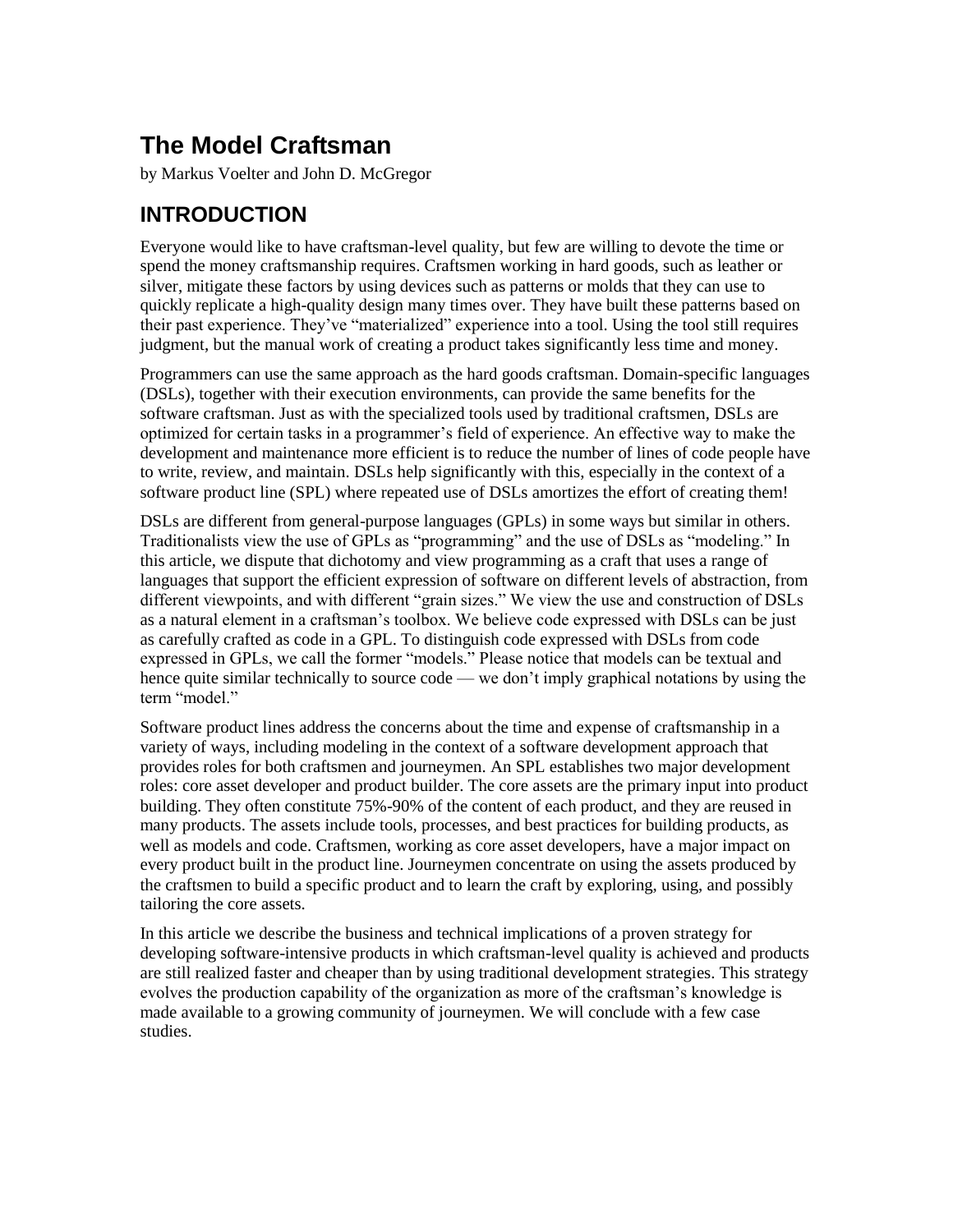# The Model Craftsman

by Markus Voelter and John D. McGregor

## INTRODUCTION

Everyone would like to have craftsman-level quality, but few are willing to devote the time or spend the money craftsmanship requires. Craftsmen working in hard goods, such as leather or silver, mitigate these factors by using devices such as patterns or molds that they can use to quickly replicate a high-quality design many times over. They have built these patterns based on their past experience. They've "materialized" experience into a tool. Using the tool still requires judgment, but the manual work of creating a product takes significantly less time and money.

Programmers can use the same approach as the hard goods craftsman. Domain-specific languages (DSLs), together with their execution environments, can provide the same benefits for the software craftsman. Just as with the specialized tools used by traditional craftsmen, DSLs are optimized for certain tasks in a programmer's field of experience. An effective way to make the development and maintenance more efficient is to reduce the number of lines of code people have to write, review, and maintain. DSLs help significantly with this, especially in the context of a software product line (SPL) where repeated use of DSLs amortizes the effort of creating them!

DSLs are different from general-purpose languages (GPLs) in some ways but similar in others. Traditionalists view the use of GPLs as "programming" and the use of DSLs as "modeling." In this article, we dispute that dichotomy and view programming as a craft that uses a range of languages that support the efficient expression of software on different levels of abstraction, from different viewpoints, and with different "grain sizes." We view the use and construction of DSLs as a natural element in a craftsman's toolbox. We believe code expressed with DSLs can be just as carefully crafted as code in a GPL. To distinguish code expressed with DSLs from code expressed in GPLs, we call the former "models." Please notice that models can be textual and hence quite similar technically to source code — we don't imply graphical notations by using the term "model."

Software product lines address the concerns about the time and expense of craftsmanship in a variety of ways, including modeling in the context of a software development approach that provides roles for both craftsmen and journeymen. An SPL establishes two major development roles: core asset developer and product builder. The core assets are the primary input into product building. They often constitute 75%-90% of the content of each product, and they are reused in many products. The assets include tools, processes, and best practices for building products, as well as models and code. Craftsmen, working as core asset developers, have a major impact on every product built in the product line. Journeymen concentrate on using the assets produced by the craftsmen to build a specific product and to learn the craft by exploring, using, and possibly tailoring the core assets.

In this article we describe the business and technical implications of a proven strategy for developing software-intensive products in which craftsman-level quality is achieved and products are still realized faster and cheaper than by using traditional development strategies. This strategy evolves the production capability of the organization as more of the craftsman's knowledge is made available to a growing community of journeymen. We will conclude with a few case studies.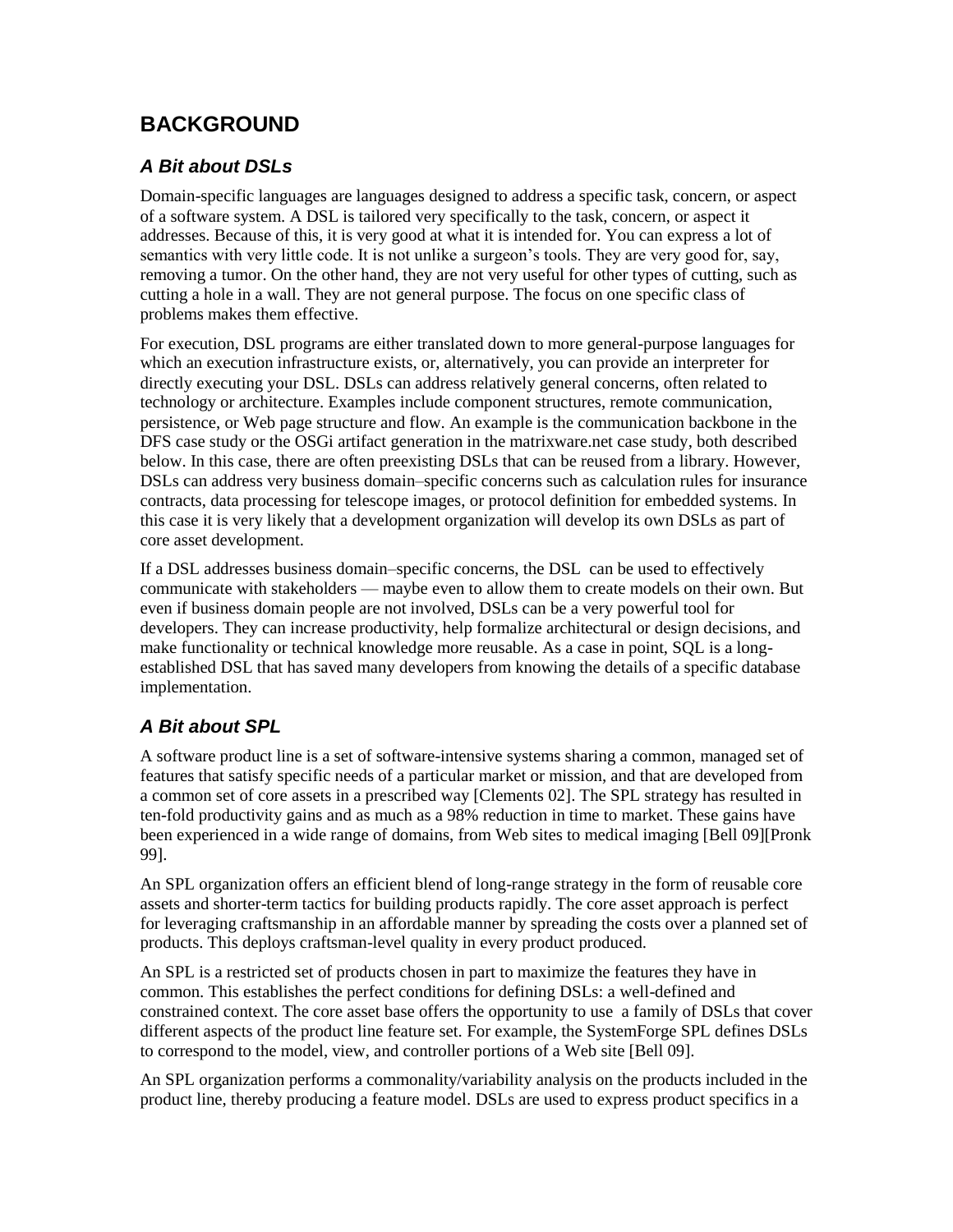# BACKGROUND

## *A Bit about DSLs*

Domain-specific languages are languages designed to address a specific task, concern, or aspect of a software system. A DSL is tailored very specifically to the task, concern, or aspect it addresses. Because of this, it is very good at what it is intended for. You can express a lot of semantics with very little code. It is not unlike a surgeon's tools. They are very good for, say, removing a tumor. On the other hand, they are not very useful for other types of cutting, such as cutting a hole in a wall. They are not general purpose. The focus on one specific class of problems makes them effective.

For execution, DSL programs are either translated down to more general-purpose languages for which an execution infrastructure exists, or, alternatively, you can provide an interpreter for directly executing your DSL. DSLs can address relatively general concerns, often related to technology or architecture. Examples include component structures, remote communication, persistence, or Web page structure and flow. An example is the communication backbone in the DFS case study or the OSGi artifact generation in the matrixware.net case study, both described below. In this case, there are often preexisting DSLs that can be reused from a library. However, DSLs can address very business domain–specific concerns such as calculation rules for insurance contracts, data processing for telescope images, or protocol definition for embedded systems. In this case it is very likely that a development organization will develop its own DSLs as part of core asset development.

If a DSL addresses business domain–specific concerns, the DSL can be used to effectively communicate with stakeholders — maybe even to allow them to create models on their own. But even if business domain people are not involved, DSLs can be a very powerful tool for developers. They can increase productivity, help formalize architectural or design decisions, and make functionality or technical knowledge more reusable. As a case in point, SQL is a long-established DSL that has saved many developers from knowing the details of a specific database implementation.

## *A Bit about SPL*

A software product line is a set of software-intensive systems sharing a common, managed set of features that satisfy specific needs of a particular market or mission, and that are developed from a common set of core assets in a prescribed way [Clements 02]. The SPL strategy has resulted in ten-fold productivity gains and as much as a 98% reduction in time to market. These gains have been experienced in a wide range of domains, from Web sites to medical imaging [Bell 09][Pronk 99].

An SPL organization offers an efficient blend of long-range strategy in the form of reusable core assets and shorter-term tactics for building products rapidly. The core asset approach is perfect for leveraging craftsmanship in an affordable manner by spreading the costs over a planned set of products. This deploys craftsman-level quality in every product produced.

An SPL is a restricted set of products chosen in part to maximize the features they have in common. This establishes the perfect conditions for defining DSLs: a well-defined and constrained context. The core asset base offers the opportunity to use a family of DSLs that cover different aspects of the product line feature set. For example, the SystemForge SPL defines DSLs to correspond to the model, view, and controller portions of a Web site [Bell 09].

An SPL organization performs a commonality/variability analysis on the products included in the product line, thereby producing a feature model. DSLs are used to express product specifics in a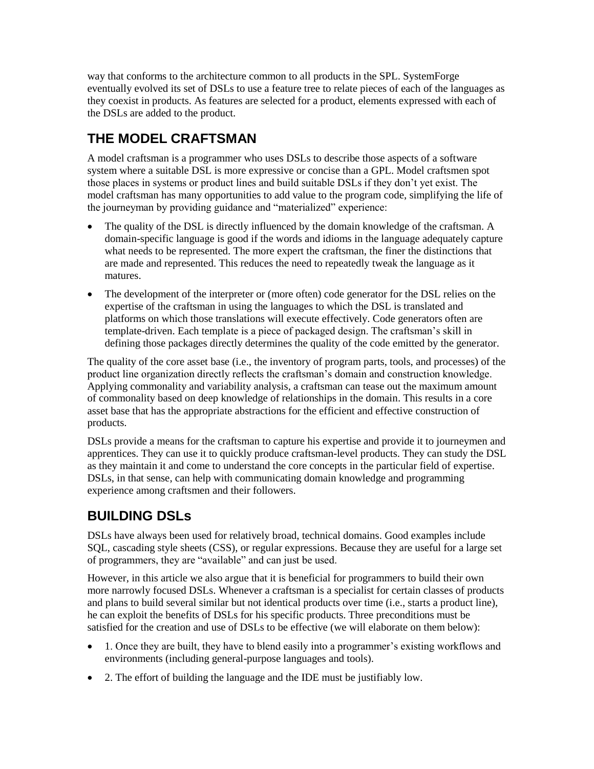way that conforms to the architecture common to all products in the SPL. SystemForge eventually evolved its set of DSLs to use a feature tree to relate pieces of each of the languages as they coexist in products. As features are selected for a product, elements expressed with each of the DSLs are added to the product.

## THE MODEL CRAFTSMAN

A model craftsman is a programmer who uses DSLs to describe those aspects of a software system where a suitable DSL is more expressive or concise than a GPL. Model craftsmen spot those places in systems or product lines and build suitable DSLs if they don't yet exist. The model craftsman has many opportunities to add value to the program code, simplifying the life of the journeyman by providing guidance and "materialized" experience:

- The quality of the DSL is directly influenced by the domain knowledge of the craftsman. A domain-specific language is good if the words and idioms in the language adequately capture what needs to be represented. The more expert the craftsman, the finer the distinctions that are made and represented. This reduces the need to repeatedly tweak the language as it matures.
- The development of the interpreter or (more often) code generator for the DSL relies on the expertise of the craftsman in using the languages to which the DSL is translated and platforms on which those translations will execute effectively. Code generators often are template-driven. Each template is a piece of packaged design. The craftsman's skill in defining those packages directly determines the quality of the code emitted by the generator.

The quality of the core asset base (i.e., the inventory of program parts, tools, and processes) of the product line organization directly reflects the craftsman's domain and construction knowledge. Applying commonality and variability analysis, a craftsman can tease out the maximum amount of commonality based on deep knowledge of relationships in the domain. This results in a core asset base that has the appropriate abstractions for the efficient and effective construction of products.

DSLs provide a means for the craftsman to capture his expertise and provide it to journeymen and apprentices. They can use it to quickly produce craftsman-level products. They can study the DSL as they maintain it and come to understand the core concepts in the particular field of expertise. DSLs, in that sense, can help with communicating domain knowledge and programming experience among craftsmen and their followers.

## BUILDING DSLs

DSLs have always been used for relatively broad, technical domains. Good examples include SQL, cascading style sheets (CSS), or regular expressions. Because they are useful for a large set of programmers, they are "available" and can just be used.

However, in this article we also argue that it is beneficial for programmers to build their own more narrowly focused DSLs. Whenever a craftsman is a specialist for certain classes of products and plans to build several similar but not identical products over time (i.e., starts a product line), he can exploit the benefits of DSLs for his specific products. Three preconditions must be satisfied for the creation and use of DSLs to be effective (we will elaborate on them below):

- 1. Once they are built, they have to blend easily into a programmer's existing workflows and environments (including general-purpose languages and tools).
- 2. The effort of building the language and the IDE must be justifiably low.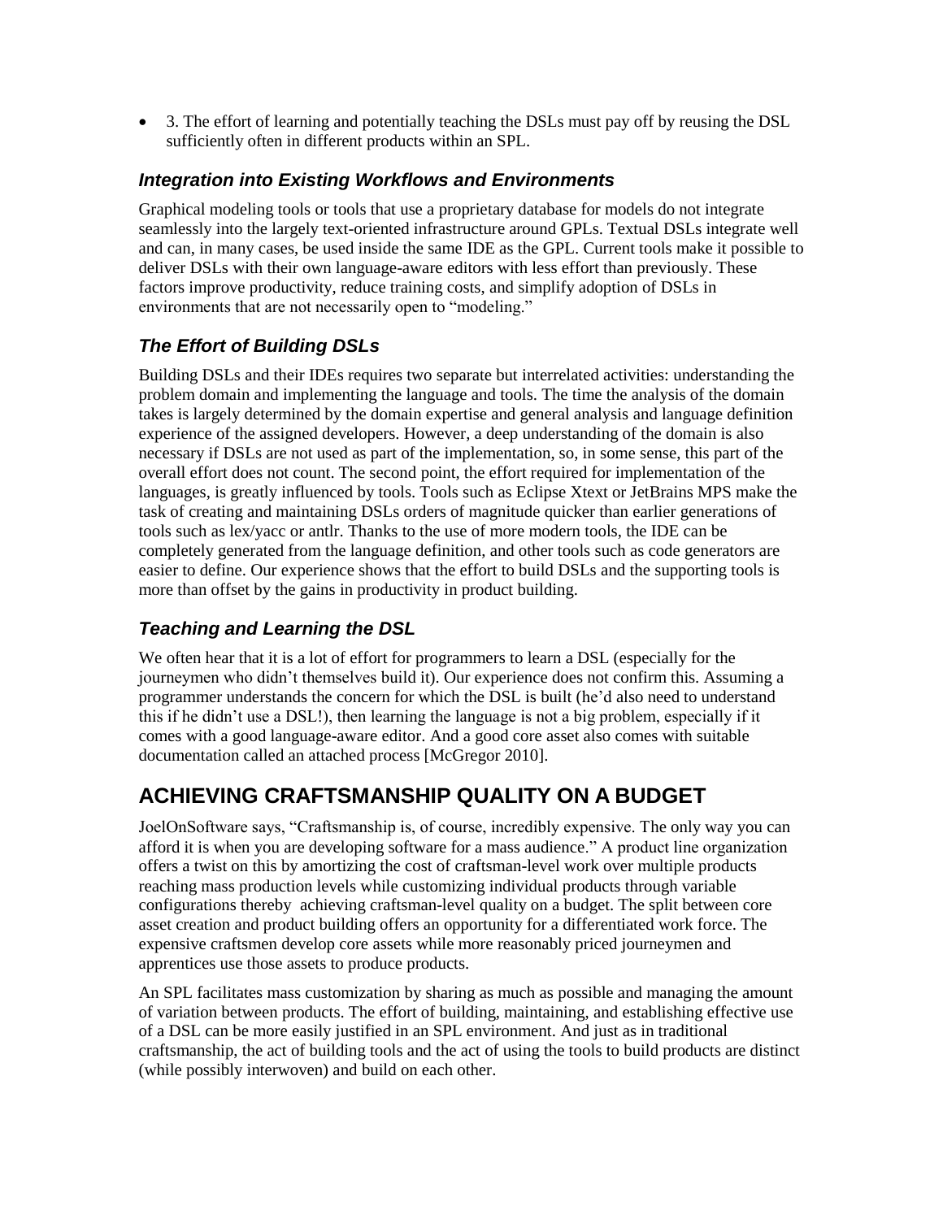- 3. The effort of learning and potentially teaching the DSLs must pay off by reusing the DSL sufficiently often in different products within an SPL.

### *Integration into Existing Workflows and Environments*

Graphical modeling tools or tools that use a proprietary database for models do not integrate seamlessly into the largely text-oriented infrastructure around GPLs. Textual DSLs integrate well and can, in many cases, be used inside the same IDE as the GPL. Current tools make it possible to deliver DSLs with their own language-aware editors with less effort than previously. These factors improve productivity, reduce training costs, and simplify adoption of DSLs in environments that are not necessarily open to "modeling."

### *The Effort of Building DSLs*

Building DSLs and their IDEs requires two separate but interrelated activities: understanding the problem domain and implementing the language and tools. The time the analysis of the domain takes is largely determined by the domain expertise and general analysis and language definition experience of the assigned developers. However, a deep understanding of the domain is also necessary if DSLs are not used as part of the implementation, so, in some sense, this part of the overall effort does not count. The second point, the effort required for implementation of the languages, is greatly influenced by tools. Tools such as Eclipse Xtext or JetBrains MPS make the task of creating and maintaining DSLs orders of magnitude quicker than earlier generations of tools such as lex/yacc or antlr. Thanks to the use of more modern tools, the IDE can be completely generated from the language definition, and other tools such as code generators are easier to define. Our experience shows that the effort to build DSLs and the supporting tools is more than offset by the gains in productivity in product building.

### *Teaching and Learning the DSL*

We often hear that it is a lot of effort for programmers to learn a DSL (especially for the journeymen who didn't themselves build it). Our experience does not confirm this. Assuming a programmer understands the concern for which the DSL is built (he'd also need to understand this if he didn't use a DSL!), then learning the language is not a big problem, especially if it comes with a good language-aware editor. And a good core asset also comes with suitable documentation called an attached process [McGregor 2010].

## ACHIEVING CRAFTSMANSHIP QUALITY ON A BUDGET

JoelOnSoftware says, "Craftsmanship is, of course, incredibly expensive. The only way you can afford it is when you are developing software for a mass audience." A product line organization offers a twist on this by amortizing the cost of craftsman-level work over multiple products reaching mass production levels while customizing individual products through variable configurations thereby achieving craftsman-level quality on a budget. The split between core asset creation and product building offers an opportunity for a differentiated work force. The expensive craftsmen develop core assets while more reasonably priced journeymen and apprentices use those assets to produce products.

An SPL facilitates mass customization by sharing as much as possible and managing the amount of variation between products. The effort of building, maintaining, and establishing effective use of a DSL can be more easily justified in an SPL environment. And just as in traditional craftsmanship, the act of building tools and the act of using the tools to build products are distinct (while possibly interwoven) and build on each other.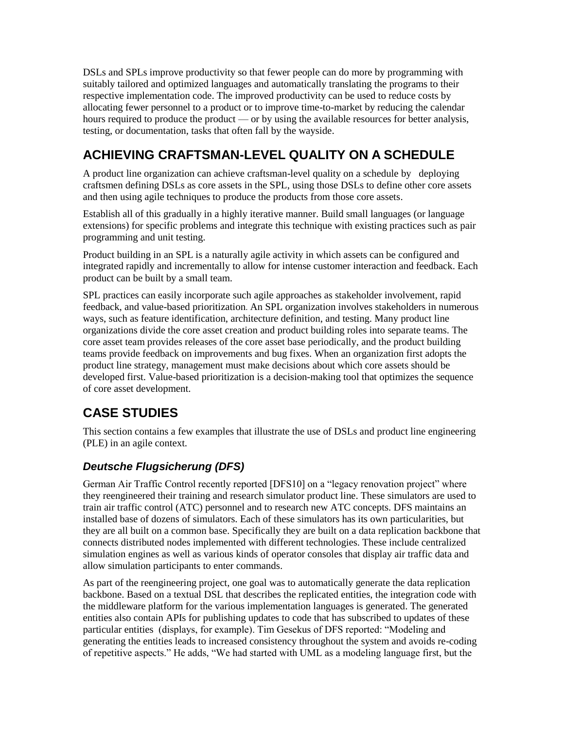DSLs and SPLs improve productivity so that fewer people can do more by programming with suitably tailored and optimized languages and automatically translating the programs to their respective implementation code. The improved productivity can be used to reduce costs by allocating fewer personnel to a product or to improve time-to-market by reducing the calendar hours required to produce the product — or by using the available resources for better analysis, testing, or documentation, tasks that often fall by the wayside.

## ACHIEVING CRAFTSMAN-LEVEL QUALITY ON A SCHEDULE

A product line organization can achieve craftsman-level quality on a schedule by deploying craftsmen defining DSLs as core assets in the SPL, using those DSLs to define other core assets and then using agile techniques to produce the products from those core assets.

Establish all of this gradually in a highly iterative manner. Build small languages (or language extensions) for specific problems and integrate this technique with existing practices such as pair programming and unit testing.

Product building in an SPL is a naturally agile activity in which assets can be configured and integrated rapidly and incrementally to allow for intense customer interaction and feedback. Each product can be built by a small team.

SPL practices can easily incorporate such agile approaches as stakeholder involvement, rapid feedback, and value-based prioritization. An SPL organization involves stakeholders in numerous ways, such as feature identification, architecture definition, and testing. Many product line organizations divide the core asset creation and product building roles into separate teams. The core asset team provides releases of the core asset base periodically, and the product building teams provide feedback on improvements and bug fixes. When an organization first adopts the product line strategy, management must make decisions about which core assets should be developed first. Value-based prioritization is a decision-making tool that optimizes the sequence of core asset development.

## CASE STUDIES

This section contains a few examples that illustrate the use of DSLs and product line engineering (PLE) in an agile context.

### *Deutsche Flugsicherung (DFS)*

German Air Traffic Control recently reported [DFS10] on a "legacy renovation project" where they reengineered their training and research simulator product line. These simulators are used to train air traffic control (ATC) personnel and to research new ATC concepts. DFS maintains an installed base of dozens of simulators. Each of these simulators has its own particularities, but they are all built on a common base. Specifically they are built on a data replication backbone that connects distributed nodes implemented with different technologies. These include centralized simulation engines as well as various kinds of operator consoles that display air traffic data and allow simulation participants to enter commands.

As part of the reengineering project, one goal was to automatically generate the data replication backbone. Based on a textual DSL that describes the replicated entities, the integration code with the middleware platform for the various implementation languages is generated. The generated entities also contain APIs for publishing updates to code that has subscribed to updates of these particular entities (displays, for example). Tim Gesekus of DFS reported: "Modeling and generating the entities leads to increased consistency throughout the system and avoids re-coding of repetitive aspects." He adds, "We had started with UML as a modeling language first, but the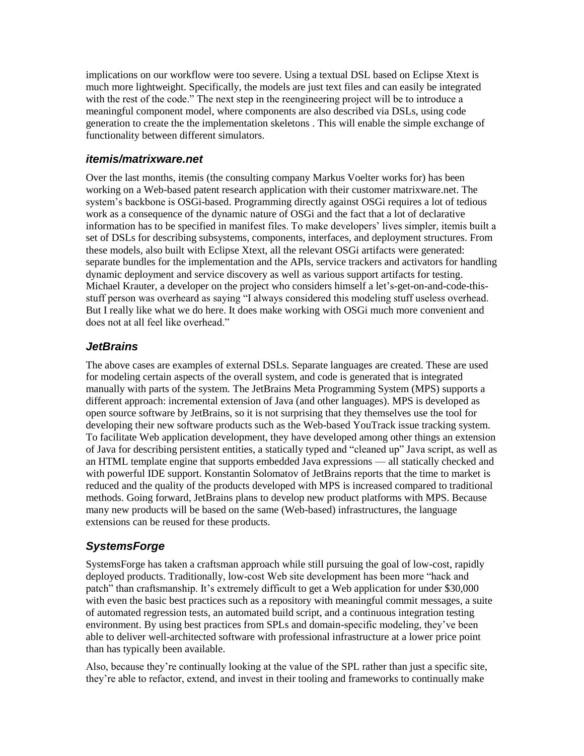implications on our workflow were too severe. Using a textual DSL based on Eclipse Xtext is much more lightweight. Specifically, the models are just text files and can easily be integrated with the rest of the code." The next step in the reengineering project will be to introduce a meaningful component model, where components are also described via DSLs, using code generation to create the the implementation skeletons . This will enable the simple exchange of functionality between different simulators.

### *itemis/matrixware.net*

Over the last months, itemis (the consulting company Markus Voelter works for) has been working on a Web-based patent research application with their customer matrixware.net. The system's backbone is OSGi-based. Programming directly against OSGi requires a lot of tedious work as a consequence of the dynamic nature of OSGi and the fact that a lot of declarative information has to be specified in manifest files. To make developers' lives simpler, itemis built a set of DSLs for describing subsystems, components, interfaces, and deployment structures. From these models, also built with Eclipse Xtext, all the relevant OSGi artifacts were generated: separate bundles for the implementation and the APIs, service trackers and activators for handling dynamic deployment and service discovery as well as various support artifacts for testing. Michael Krauter, a developer on the project who considers himself a let's-get-on-and-code-this-stuff person was overheard as saying "I always considered this modeling stuff useless overhead. But I really like what we do here. It does make working with OSGi much more convenient and does not at all feel like overhead."

### *JetBrains*

The above cases are examples of external DSLs. Separate languages are created. These are used for modeling certain aspects of the overall system, and code is generated that is integrated manually with parts of the system. The JetBrains Meta Programming System (MPS) supports a different approach: incremental extension of Java (and other languages). MPS is developed as open source software by JetBrains, so it is not surprising that they themselves use the tool for developing their new software products such as the Web-based YouTrack issue tracking system. To facilitate Web application development, they have developed among other things an extension of Java for describing persistent entities, a statically typed and "cleaned up" Java script, as well as an HTML template engine that supports embedded Java expressions — all statically checked and with powerful IDE support. Konstantin Solomatov of JetBrains reports that the time to market is reduced and the quality of the products developed with MPS is increased compared to traditional methods. Going forward, JetBrains plans to develop new product platforms with MPS. Because many new products will be based on the same (Web-based) infrastructures, the language extensions can be reused for these products.

### *SystemsForge*

SystemsForge has taken a craftsman approach while still pursuing the goal of low-cost, rapidly deployed products. Traditionally, low-cost Web site development has been more "hack and patch" than craftsmanship. It's extremely difficult to get a Web application for under $30,000 with even the basic best practices such as a repository with meaningful commit messages, a suite of automated regression tests, an automated build script, and a continuous integration testing environment. By using best practices from SPLs and domain-specific modeling, they've been able to deliver well-architected software with professional infrastructure at a lower price point than has typically been available.

Also, because they're continually looking at the value of the SPL rather than just a specific site, they're able to refactor, extend, and invest in their tooling and frameworks to continually make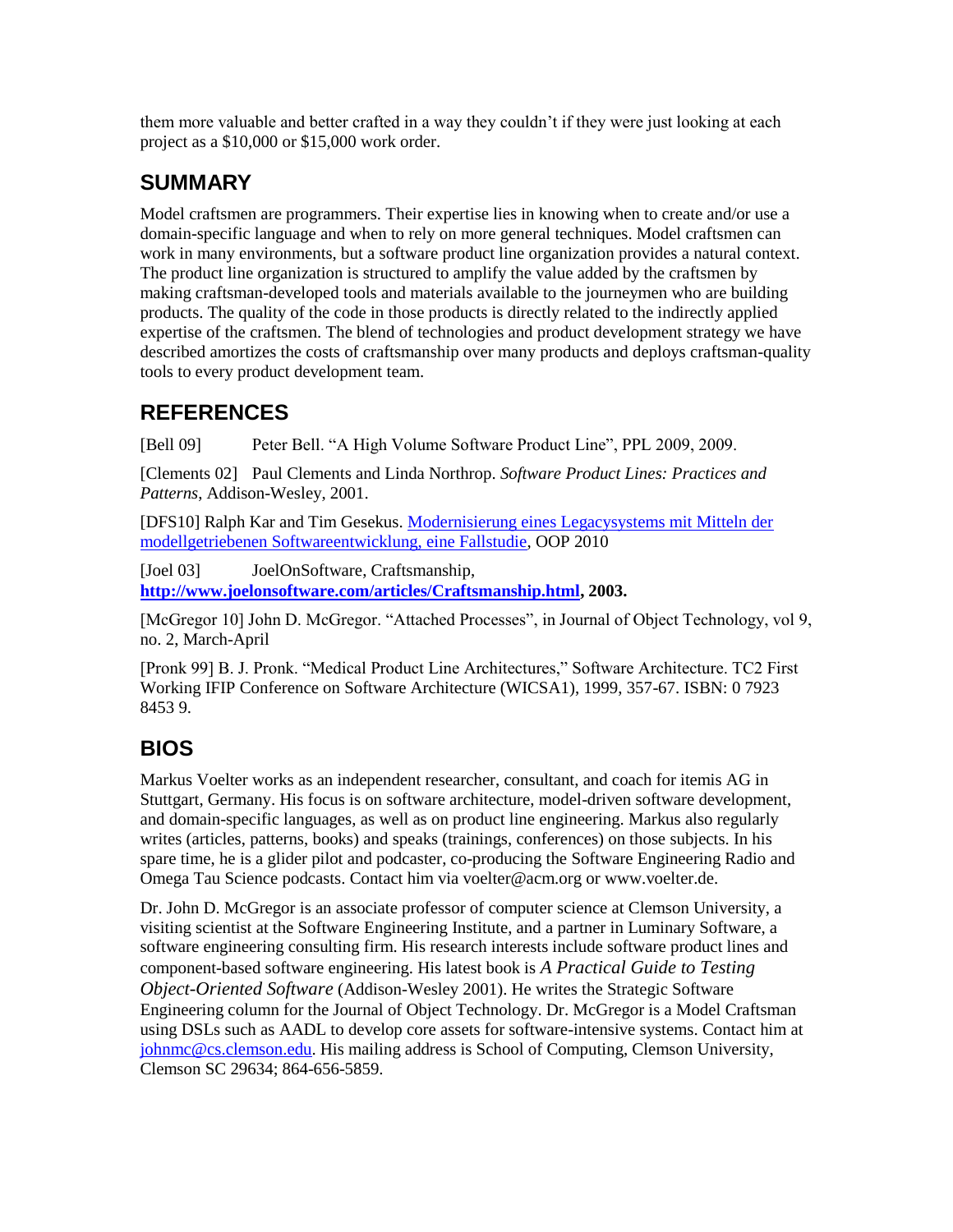them more valuable and better crafted in a way they couldn't if they were just looking at each project as a $10,000 or $15,000 work order.

## SUMMARY

Model craftsmen are programmers. Their expertise lies in knowing when to create and/or use a domain-specific language and when to rely on more general techniques. Model craftsmen can work in many environments, but a software product line organization provides a natural context. The product line organization is structured to amplify the value added by the craftsmen by making craftsman-developed tools and materials available to the journeymen who are building products. The quality of the code in those products is directly related to the indirectly applied expertise of the craftsmen. The blend of technologies and product development strategy we have described amortizes the costs of craftsmanship over many products and deploys craftsman-quality tools to every product development team.

## REFERENCES

[Bell 09] Peter Bell. "A High Volume Software Product Line", PPL 2009, 2009.

[Clements 02] Paul Clements and Linda Northrop. *Software Product Lines: Practices and Patterns*, Addison-Wesley, 2001.

[DFS10] Ralph Kar and Tim Gesekus. Modernisierung eines Legacysystems mit Mitteln der modellgetriebenen Softwareentwicklung, eine Fallstudie, OOP 2010

[Joel 03] JoelOnSoftware, Craftsmanship, **http://www.joelonsoftware.com/articles/Craftsmanship.html, 2003.**

[McGregor 10] John D. McGregor. "Attached Processes", in Journal of Object Technology, vol 9, no. 2, March-April

[Pronk 99] B. J. Pronk. "Medical Product Line Architectures," Software Architecture. TC2 First Working IFIP Conference on Software Architecture (WICSA1), 1999, 357-67. ISBN: 0 7923 8453 9.

## BIOS

Markus Voelter works as an independent researcher, consultant, and coach for itemis AG in Stuttgart, Germany. His focus is on software architecture, model-driven software development, and domain-specific languages, as well as on product line engineering. Markus also regularly writes (articles, patterns, books) and speaks (trainings, conferences) on those subjects. In his spare time, he is a glider pilot and podcaster, co-producing the Software Engineering Radio and Omega Tau Science podcasts. Contact him via voelter@acm.org or www.voelter.de.

Dr. John D. McGregor is an associate professor of computer science at Clemson University, a visiting scientist at the Software Engineering Institute, and a partner in Luminary Software, a software engineering consulting firm. His research interests include software product lines and component-based software engineering. His latest book is *A Practical Guide to Testing Object-Oriented Software* (Addison-Wesley 2001). He writes the Strategic Software Engineering column for the Journal of Object Technology. Dr. McGregor is a Model Craftsman using DSLs such as AADL to develop core assets for software-intensive systems. Contact him at johnmc@cs.clemson.edu. His mailing address is School of Computing, Clemson University, Clemson SC 29634; 864-656-5859.